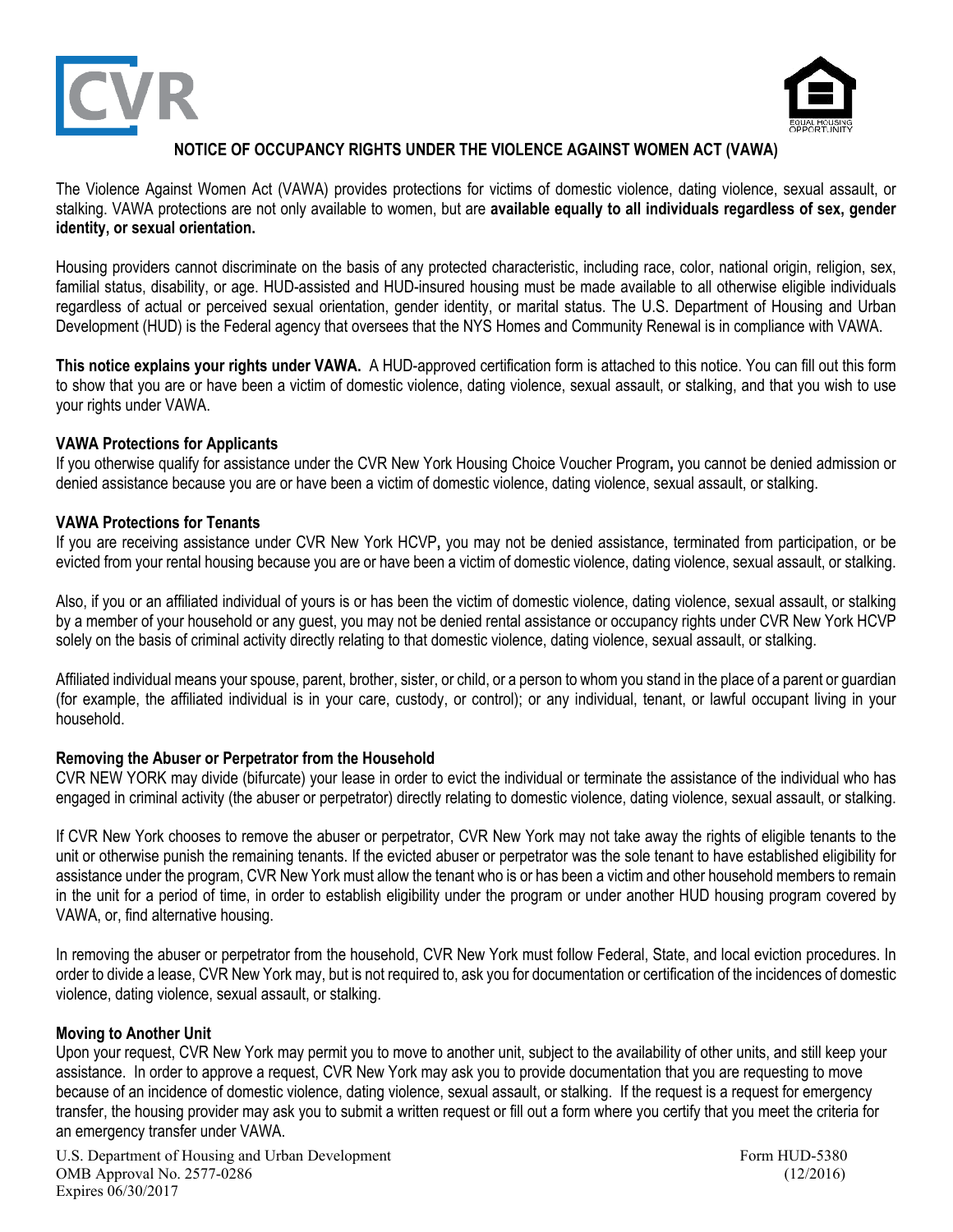# NOTICE OF OCCUPANCY RIGHTS UNDER THE VIOLENCE AGAINST WOMEN ACT (VAWA)

The Violence Against Women Act (VAWA) provides protections for victims of domestic violence, dating violence, sexual assault, or stalking. VAWA protections are not only available to women, but are **available equally to all individuals regardless of sex, gender identity, or sexual orientation.**

Housing providers cannot discriminate on the basis of any protected characteristic, including race, color, national origin, religion, sex, familial status, disability, or age. HUD-assisted and HUD-insured housing must be made available to all otherwise eligible individuals regardless of actual or perceived sexual orientation, gender identity, or marital status. The U.S. Department of Housing and Urban Development (HUD) is the Federal agency that oversees that the NYS Homes and Community Renewal is in compliance with VAWA.

**This notice explains your rights under VAWA.** A HUD-approved certification form is attached to this notice. You can fill out this form to show that you are or have been a victim of domestic violence, dating violence, sexual assault, or stalking, and that you wish to use your rights under VAWA.

### VAWA Protections for Applicants

If you otherwise qualify for assistance under the CVR New York Housing Choice Voucher Program**,** you cannot be denied admission or denied assistance because you are or have been a victim of domestic violence, dating violence, sexual assault, or stalking.

### VAWA Protections for Tenants

If you are receiving assistance under CVR New York HCVP**,** you may not be denied assistance, terminated from participation, or be evicted from your rental housing because you are or have been a victim of domestic violence, dating violence, sexual assault, or stalking.

Also, if you or an affiliated individual of yours is or has been the victim of domestic violence, dating violence, sexual assault, or stalking by a member of your household or any guest, you may not be denied rental assistance or occupancy rights under CVR New York HCVP solely on the basis of criminal activity directly relating to that domestic violence, dating violence, sexual assault, or stalking.

Affiliated individual means your spouse, parent, brother, sister, or child, or a person to whom you stand in the place of a parent or guardian (for example, the affiliated individual is in your care, custody, or control); or any individual, tenant, or lawful occupant living in your household.

### Removing the Abuser or Perpetrator from the Household

CVR NEW YORK may divide (bifurcate) your lease in order to evict the individual or terminate the assistance of the individual who has engaged in criminal activity (the abuser or perpetrator) directly relating to domestic violence, dating violence, sexual assault, or stalking.

If CVR New York chooses to remove the abuser or perpetrator, CVR New York may not take away the rights of eligible tenants to the unit or otherwise punish the remaining tenants. If the evicted abuser or perpetrator was the sole tenant to have established eligibility for assistance under the program, CVR New York must allow the tenant who is or has been a victim and other household members to remain in the unit for a period of time, in order to establish eligibility under the program or under another HUD housing program covered by VAWA, or, find alternative housing.

In removing the abuser or perpetrator from the household, CVR New York must follow Federal, State, and local eviction procedures. In order to divide a lease, CVR New York may, but is not required to, ask you for documentation or certification of the incidences of domestic violence, dating violence, sexual assault, or stalking.

### Moving to Another Unit

Upon your request, CVR New York may permit you to move to another unit, subject to the availability of other units, and still keep your assistance. In order to approve a request, CVR New York may ask you to provide documentation that you are requesting to move because of an incidence of domestic violence, dating violence, sexual assault, or stalking. If the request is a request for emergency transfer, the housing provider may ask you to submit a written request or fill out a form where you certify that you meet the criteria for an emergency transfer under VAWA.

U.S. Department of Housing and Urban Development
OMB Approval No. 2577-0286
Expires 06/30/2017

Form HUD-5380
(12/2016)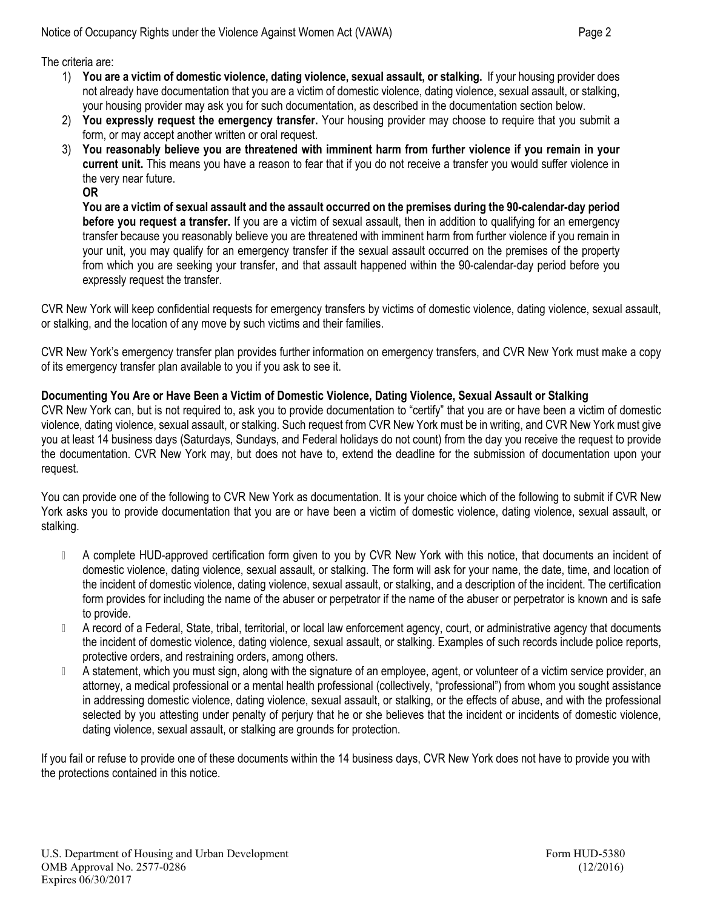The criteria are:

1) **You are a victim of domestic violence, dating violence, sexual assault, or stalking.** If your housing provider does not already have documentation that you are a victim of domestic violence, dating violence, sexual assault, or stalking, your housing provider may ask you for such documentation, as described in the documentation section below.
2) **You expressly request the emergency transfer.** Your housing provider may choose to require that you submit a form, or may accept another written or oral request.
3) **You reasonably believe you are threatened with imminent harm from further violence if you remain in your current unit.** This means you have a reason to fear that if you do not receive a transfer you would suffer violence in the very near future.
   **OR**
   **You are a victim of sexual assault and the assault occurred on the premises during the 90-calendar-day period before you request a transfer.** If you are a victim of sexual assault, then in addition to qualifying for an emergency transfer because you reasonably believe you are threatened with imminent harm from further violence if you remain in your unit, you may qualify for an emergency transfer if the sexual assault occurred on the premises of the property from which you are seeking your transfer, and that assault happened within the 90-calendar-day period before you expressly request the transfer.

CVR New York will keep confidential requests for emergency transfers by victims of domestic violence, dating violence, sexual assault, or stalking, and the location of any move by such victims and their families.

CVR New York's emergency transfer plan provides further information on emergency transfers, and CVR New York must make a copy of its emergency transfer plan available to you if you ask to see it.

**Documenting You Are or Have Been a Victim of Domestic Violence, Dating Violence, Sexual Assault or Stalking**

CVR New York can, but is not required to, ask you to provide documentation to "certify" that you are or have been a victim of domestic violence, dating violence, sexual assault, or stalking. Such request from CVR New York must be in writing, and CVR New York must give you at least 14 business days (Saturdays, Sundays, and Federal holidays do not count) from the day you receive the request to provide the documentation. CVR New York may, but does not have to, extend the deadline for the submission of documentation upon your request.

You can provide one of the following to CVR New York as documentation. It is your choice which of the following to submit if CVR New York asks you to provide documentation that you are or have been a victim of domestic violence, dating violence, sexual assault, or stalking.

- A complete HUD-approved certification form given to you by CVR New York with this notice, that documents an incident of domestic violence, dating violence, sexual assault, or stalking. The form will ask for your name, the date, time, and location of the incident of domestic violence, dating violence, sexual assault, or stalking, and a description of the incident. The certification form provides for including the name of the abuser or perpetrator if the name of the abuser or perpetrator is known and is safe to provide.
- A record of a Federal, State, tribal, territorial, or local law enforcement agency, court, or administrative agency that documents the incident of domestic violence, dating violence, sexual assault, or stalking. Examples of such records include police reports, protective orders, and restraining orders, among others.
- A statement, which you must sign, along with the signature of an employee, agent, or volunteer of a victim service provider, an attorney, a medical professional or a mental health professional (collectively, "professional") from whom you sought assistance in addressing domestic violence, dating violence, sexual assault, or stalking, or the effects of abuse, and with the professional selected by you attesting under penalty of perjury that he or she believes that the incident or incidents of domestic violence, dating violence, sexual assault, or stalking are grounds for protection.

If you fail or refuse to provide one of these documents within the 14 business days, CVR New York does not have to provide you with the protections contained in this notice.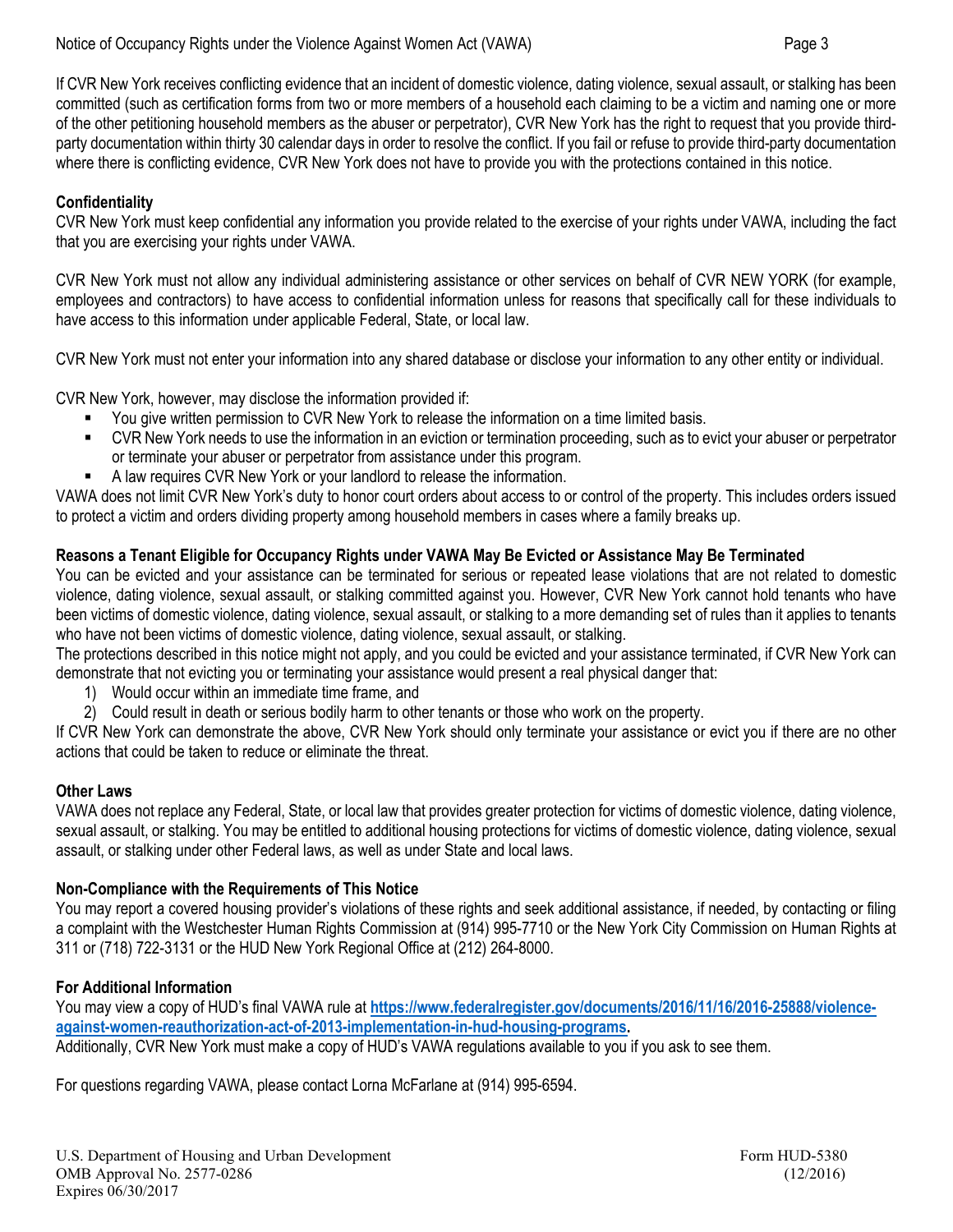If CVR New York receives conflicting evidence that an incident of domestic violence, dating violence, sexual assault, or stalking has been committed (such as certification forms from two or more members of a household each claiming to be a victim and naming one or more of the other petitioning household members as the abuser or perpetrator), CVR New York has the right to request that you provide third-party documentation within thirty 30 calendar days in order to resolve the conflict. If you fail or refuse to provide third-party documentation where there is conflicting evidence, CVR New York does not have to provide you with the protections contained in this notice.

**Confidentiality**

CVR New York must keep confidential any information you provide related to the exercise of your rights under VAWA, including the fact that you are exercising your rights under VAWA.

CVR New York must not allow any individual administering assistance or other services on behalf of CVR NEW YORK (for example, employees and contractors) to have access to confidential information unless for reasons that specifically call for these individuals to have access to this information under applicable Federal, State, or local law.

CVR New York must not enter your information into any shared database or disclose your information to any other entity or individual.

CVR New York, however, may disclose the information provided if:

- You give written permission to CVR New York to release the information on a time limited basis.
- CVR New York needs to use the information in an eviction or termination proceeding, such as to evict your abuser or perpetrator or terminate your abuser or perpetrator from assistance under this program.
- A law requires CVR New York or your landlord to release the information.

VAWA does not limit CVR New York's duty to honor court orders about access to or control of the property. This includes orders issued to protect a victim and orders dividing property among household members in cases where a family breaks up.

**Reasons a Tenant Eligible for Occupancy Rights under VAWA May Be Evicted or Assistance May Be Terminated**

You can be evicted and your assistance can be terminated for serious or repeated lease violations that are not related to domestic violence, dating violence, sexual assault, or stalking committed against you. However, CVR New York cannot hold tenants who have been victims of domestic violence, dating violence, sexual assault, or stalking to a more demanding set of rules than it applies to tenants who have not been victims of domestic violence, dating violence, sexual assault, or stalking.

The protections described in this notice might not apply, and you could be evicted and your assistance terminated, if CVR New York can demonstrate that not evicting you or terminating your assistance would present a real physical danger that:

1) Would occur within an immediate time frame, and
2) Could result in death or serious bodily harm to other tenants or those who work on the property.

If CVR New York can demonstrate the above, CVR New York should only terminate your assistance or evict you if there are no other actions that could be taken to reduce or eliminate the threat.

**Other Laws**

VAWA does not replace any Federal, State, or local law that provides greater protection for victims of domestic violence, dating violence, sexual assault, or stalking. You may be entitled to additional housing protections for victims of domestic violence, dating violence, sexual assault, or stalking under other Federal laws, as well as under State and local laws.

**Non-Compliance with the Requirements of This Notice**

You may report a covered housing provider's violations of these rights and seek additional assistance, if needed, by contacting or filing a complaint with the Westchester Human Rights Commission at (914) 995-7710 or the New York City Commission on Human Rights at 311 or (718) 722-3131 or the HUD New York Regional Office at (212) 264-8000.

**For Additional Information**

You may view a copy of HUD's final VAWA rule at **https://www.federalregister.gov/documents/2016/11/16/2016-25888/violence-against-women-reauthorization-act-of-2013-implementation-in-hud-housing-programs.**

Additionally, CVR New York must make a copy of HUD's VAWA regulations available to you if you ask to see them.

For questions regarding VAWA, please contact Lorna McFarlane at (914) 995-6594.

U.S. Department of Housing and Urban Development
OMB Approval No. 2577-0286
Expires 06/30/2017

Form HUD-5380
(12/2016)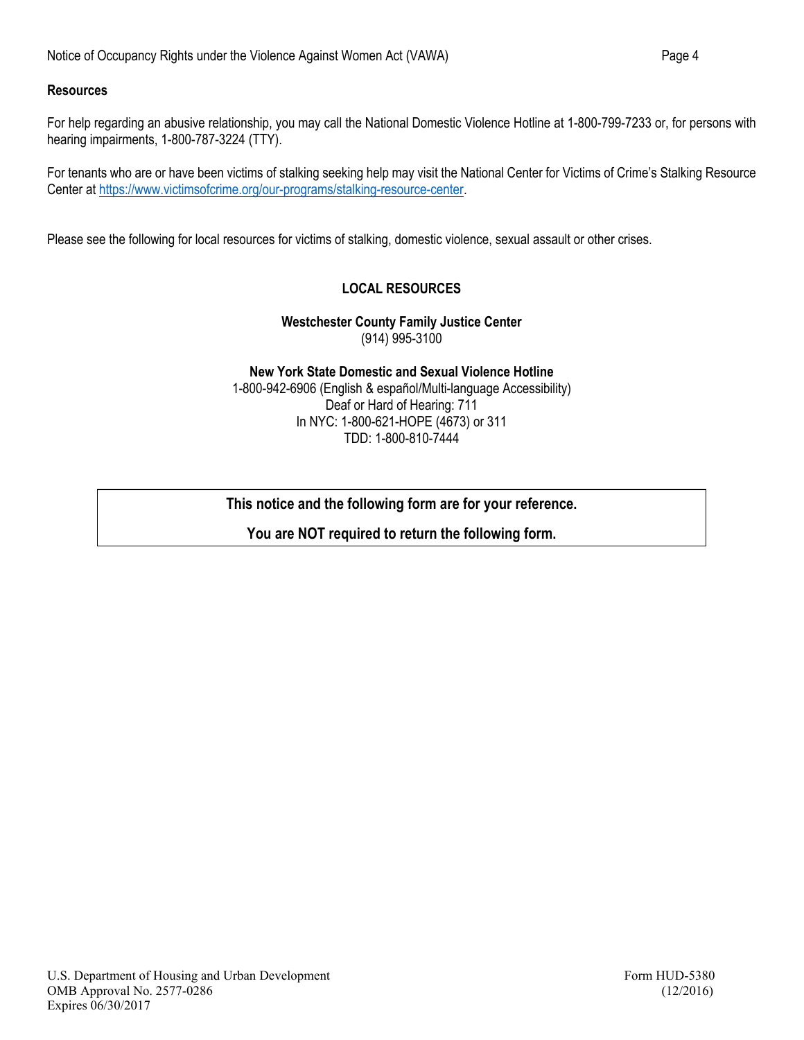### Resources

For help regarding an abusive relationship, you may call the National Domestic Violence Hotline at 1-800-799-7233 or, for persons with hearing impairments, 1-800-787-3224 (TTY).

For tenants who are or have been victims of stalking seeking help may visit the National Center for Victims of Crime's Stalking Resource Center at https://www.victimsofcrime.org/our-programs/stalking-resource-center.

Please see the following for local resources for victims of stalking, domestic violence, sexual assault or other crises.

### LOCAL RESOURCES

**Westchester County Family Justice Center**
(914) 995-3100

**New York State Domestic and Sexual Violence Hotline**
1-800-942-6906 (English & español/Multi-language Accessibility)
Deaf or Hard of Hearing: 711
In NYC: 1-800-621-HOPE (4673) or 311
TDD: 1-800-810-7444

**This notice and the following form are for your reference.**

**You are NOT required to return the following form.**

U.S. Department of Housing and Urban Development
OMB Approval No. 2577-0286
Expires 06/30/2017

Form HUD-5380
(12/2016)